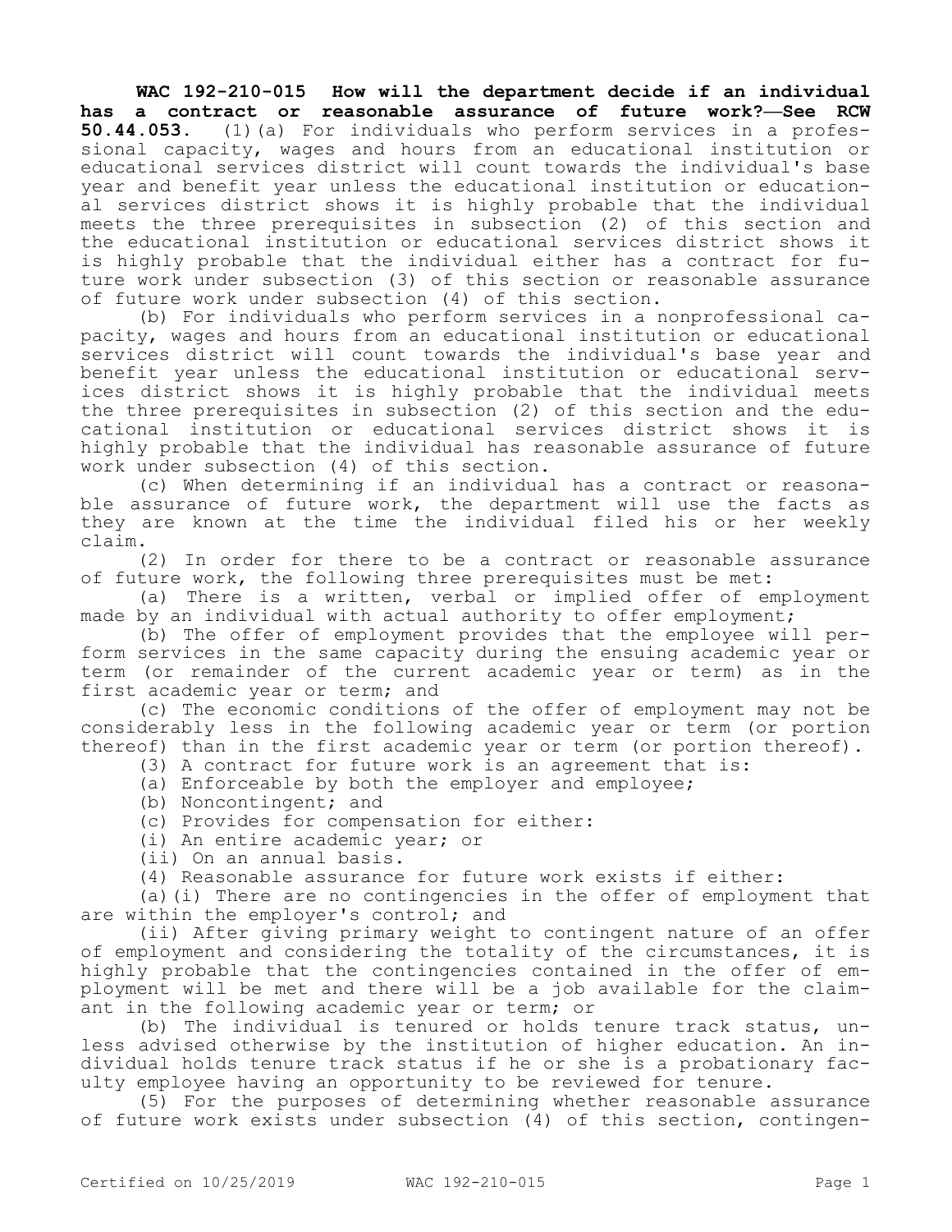**WAC 192-210-015 How will the department decide if an individual has a contract or reasonable assurance of future work?—See RCW 50.44.053.** (1)(a) For individuals who perform services in a professional capacity, wages and hours from an educational institution or educational services district will count towards the individual's base year and benefit year unless the educational institution or educational services district shows it is highly probable that the individual meets the three prerequisites in subsection (2) of this section and the educational institution or educational services district shows it is highly probable that the individual either has a contract for future work under subsection (3) of this section or reasonable assurance of future work under subsection (4) of this section.

(b) For individuals who perform services in a nonprofessional capacity, wages and hours from an educational institution or educational services district will count towards the individual's base year and benefit year unless the educational institution or educational services district shows it is highly probable that the individual meets the three prerequisites in subsection (2) of this section and the educational institution or educational services district shows it is highly probable that the individual has reasonable assurance of future work under subsection (4) of this section.

(c) When determining if an individual has a contract or reasonable assurance of future work, the department will use the facts as they are known at the time the individual filed his or her weekly claim.

(2) In order for there to be a contract or reasonable assurance of future work, the following three prerequisites must be met:

(a) There is a written, verbal or implied offer of employment made by an individual with actual authority to offer employment;

(b) The offer of employment provides that the employee will perform services in the same capacity during the ensuing academic year or term (or remainder of the current academic year or term) as in the first academic year or term; and

(c) The economic conditions of the offer of employment may not be considerably less in the following academic year or term (or portion thereof) than in the first academic year or term (or portion thereof).

(3) A contract for future work is an agreement that is:

(a) Enforceable by both the employer and employee;

(b) Noncontingent; and

(c) Provides for compensation for either:

(i) An entire academic year; or

(ii) On an annual basis.

(4) Reasonable assurance for future work exists if either:

(a)(i) There are no contingencies in the offer of employment that are within the employer's control; and

(ii) After giving primary weight to contingent nature of an offer of employment and considering the totality of the circumstances, it is highly probable that the contingencies contained in the offer of employment will be met and there will be a job available for the claimant in the following academic year or term; or

(b) The individual is tenured or holds tenure track status, unless advised otherwise by the institution of higher education. An individual holds tenure track status if he or she is a probationary faculty employee having an opportunity to be reviewed for tenure.

(5) For the purposes of determining whether reasonable assurance of future work exists under subsection (4) of this section, contingen-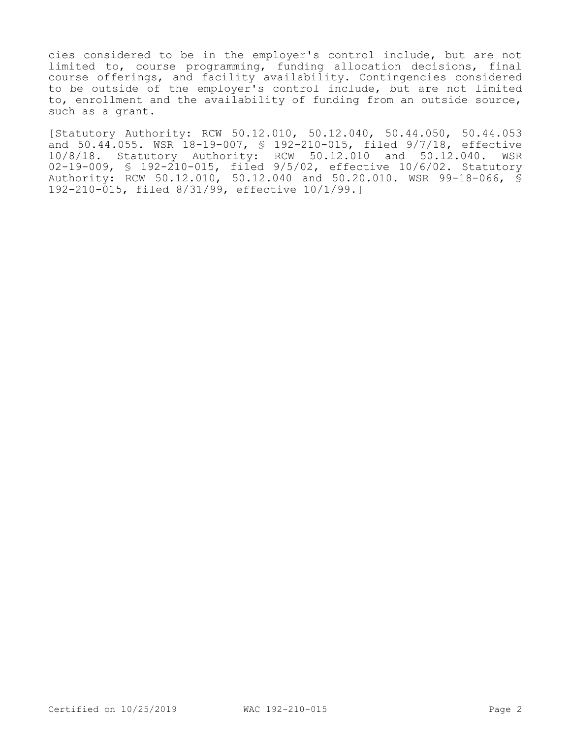cies considered to be in the employer's control include, but are not limited to, course programming, funding allocation decisions, final course offerings, and facility availability. Contingencies considered to be outside of the employer's control include, but are not limited to, enrollment and the availability of funding from an outside source, such as a grant.

[Statutory Authority: RCW 50.12.010, 50.12.040, 50.44.050, 50.44.053 and 50.44.055. WSR 18-19-007, § 192-210-015, filed 9/7/18, effective 10/8/18. Statutory Authority: RCW 50.12.010 and 50.12.040. WSR 02-19-009, § 192-210-015, filed 9/5/02, effective 10/6/02. Statutory Authority: RCW 50.12.010, 50.12.040 and 50.20.010. WSR 99-18-066, § 192-210-015, filed 8/31/99, effective 10/1/99.]